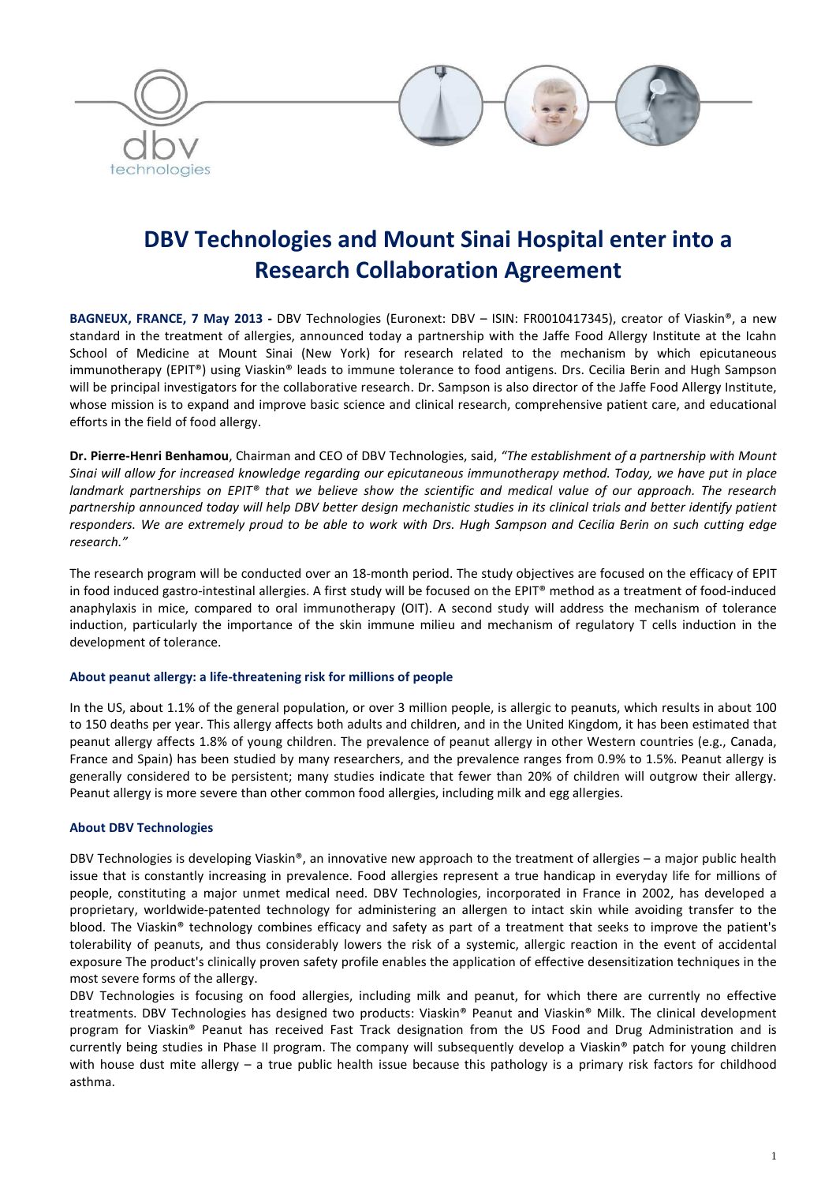# DBV Technologies and Mount Sinai Hospital enter into a Research Collaboration Agreement

**BAGNEUX, FRANCE, 7 May 2013 -** DBV Technologies (Euronext: DBV – ISIN: FR0010417345), creator of Viaskin®, a new standard in the treatment of allergies, announced today a partnership with the Jaffe Food Allergy Institute at the Icahn School of Medicine at Mount Sinai (New York) for research related to the mechanism by which epicutaneous immunotherapy (EPIT®) using Viaskin® leads to immune tolerance to food antigens. Drs. Cecilia Berin and Hugh Sampson will be principal investigators for the collaborative research. Dr. Sampson is also director of the Jaffe Food Allergy Institute, whose mission is to expand and improve basic science and clinical research, comprehensive patient care, and educational efforts in the field of food allergy.

**Dr. Pierre-Henri Benhamou**, Chairman and CEO of DBV Technologies, said, *"The establishment of a partnership with Mount Sinai will allow for increased knowledge regarding our epicutaneous immunotherapy method. Today, we have put in place landmark partnerships on EPIT® that we believe show the scientific and medical value of our approach. The research partnership announced today will help DBV better design mechanistic studies in its clinical trials and better identify patient responders. We are extremely proud to be able to work with Drs. Hugh Sampson and Cecilia Berin on such cutting edge research."*

The research program will be conducted over an 18-month period. The study objectives are focused on the efficacy of EPIT in food induced gastro-intestinal allergies. A first study will be focused on the EPIT® method as a treatment of food-induced anaphylaxis in mice, compared to oral immunotherapy (OIT). A second study will address the mechanism of tolerance induction, particularly the importance of the skin immune milieu and mechanism of regulatory T cells induction in the development of tolerance.

### About peanut allergy: a life-threatening risk for millions of people

In the US, about 1.1% of the general population, or over 3 million people, is allergic to peanuts, which results in about 100 to 150 deaths per year. This allergy affects both adults and children, and in the United Kingdom, it has been estimated that peanut allergy affects 1.8% of young children. The prevalence of peanut allergy in other Western countries (e.g., Canada, France and Spain) has been studied by many researchers, and the prevalence ranges from 0.9% to 1.5%. Peanut allergy is generally considered to be persistent; many studies indicate that fewer than 20% of children will outgrow their allergy. Peanut allergy is more severe than other common food allergies, including milk and egg allergies.

### About DBV Technologies

DBV Technologies is developing Viaskin®, an innovative new approach to the treatment of allergies – a major public health issue that is constantly increasing in prevalence. Food allergies represent a true handicap in everyday life for millions of people, constituting a major unmet medical need. DBV Technologies, incorporated in France in 2002, has developed a proprietary, worldwide-patented technology for administering an allergen to intact skin while avoiding transfer to the blood. The Viaskin® technology combines efficacy and safety as part of a treatment that seeks to improve the patient's tolerability of peanuts, and thus considerably lowers the risk of a systemic, allergic reaction in the event of accidental exposure The product's clinically proven safety profile enables the application of effective desensitization techniques in the most severe forms of the allergy.

DBV Technologies is focusing on food allergies, including milk and peanut, for which there are currently no effective treatments. DBV Technologies has designed two products: Viaskin® Peanut and Viaskin® Milk. The clinical development program for Viaskin® Peanut has received Fast Track designation from the US Food and Drug Administration and is currently being studies in Phase II program. The company will subsequently develop a Viaskin® patch for young children with house dust mite allergy – a true public health issue because this pathology is a primary risk factors for childhood asthma.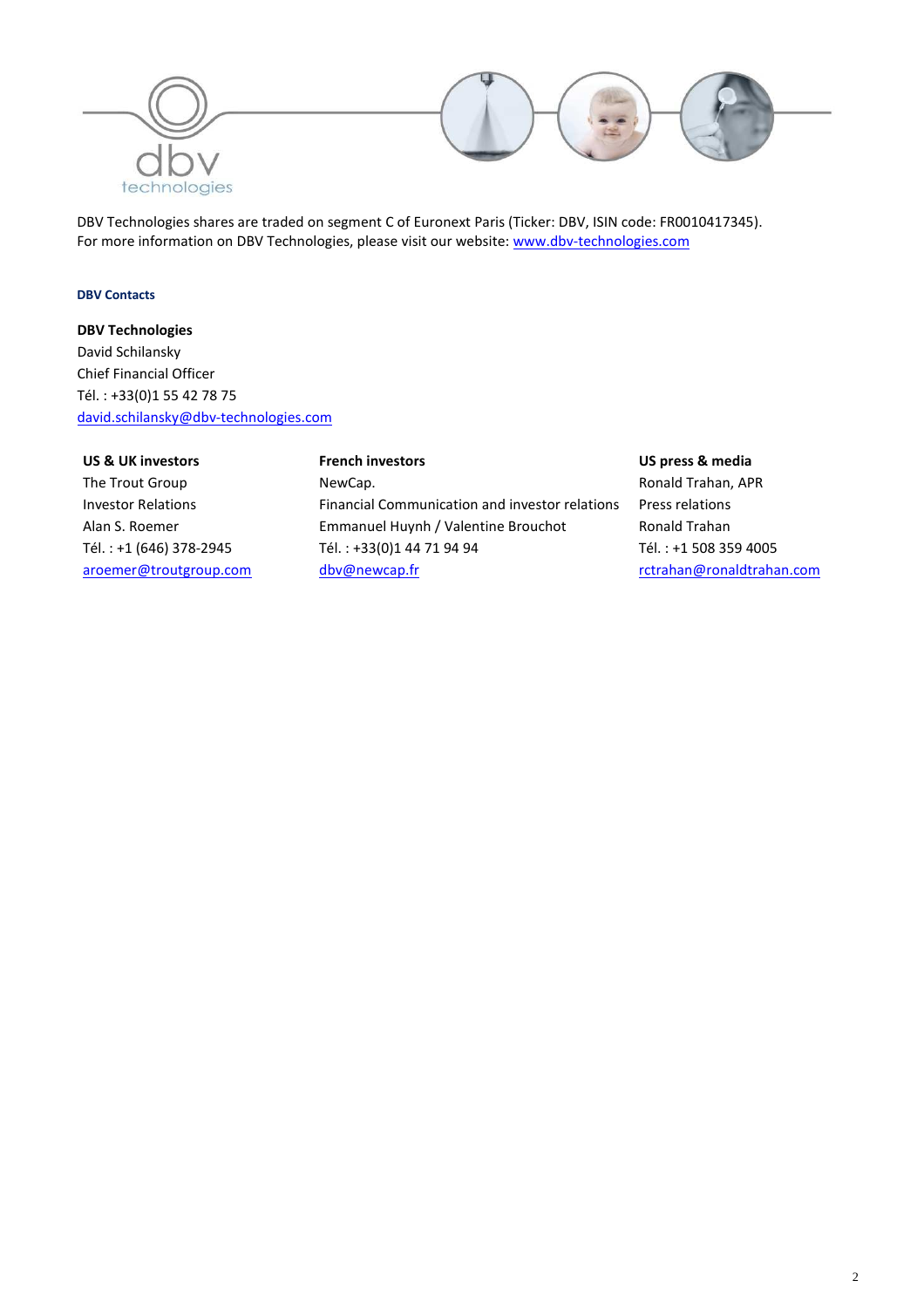DBV Technologies shares are traded on segment C of Euronext Paris (Ticker: DBV, ISIN code: FR0010417345).
For more information on DBV Technologies, please visit our website: [www.dbv-technologies.com](http://www.dbv-technologies.com)

### DBV Contacts

**DBV Technologies**
David Schilansky
Chief Financial Officer
Tél. : +33(0)1 55 42 78 75
[david.schilansky@dbv-technologies.com](mailto:david.schilansky@dbv-technologies.com)

**US & UK investors**
The Trout Group
Investor Relations
Alan S. Roemer
Tél. : +1 (646) 378-2945
[aroemer@troutgroup.com](mailto:aroemer@troutgroup.com)

**French investors**
NewCap.
Financial Communication and investor relations
Emmanuel Huynh / Valentine Brouchot
Tél. : +33(0)1 44 71 94 94
[dbv@newcap.fr](mailto:dbv@newcap.fr)

**US press & media**
Ronald Trahan, APR
Press relations
Ronald Trahan
Tél. : +1 508 359 4005
[rctrahan@ronaldtrahan.com](mailto:rctrahan@ronaldtrahan.com)